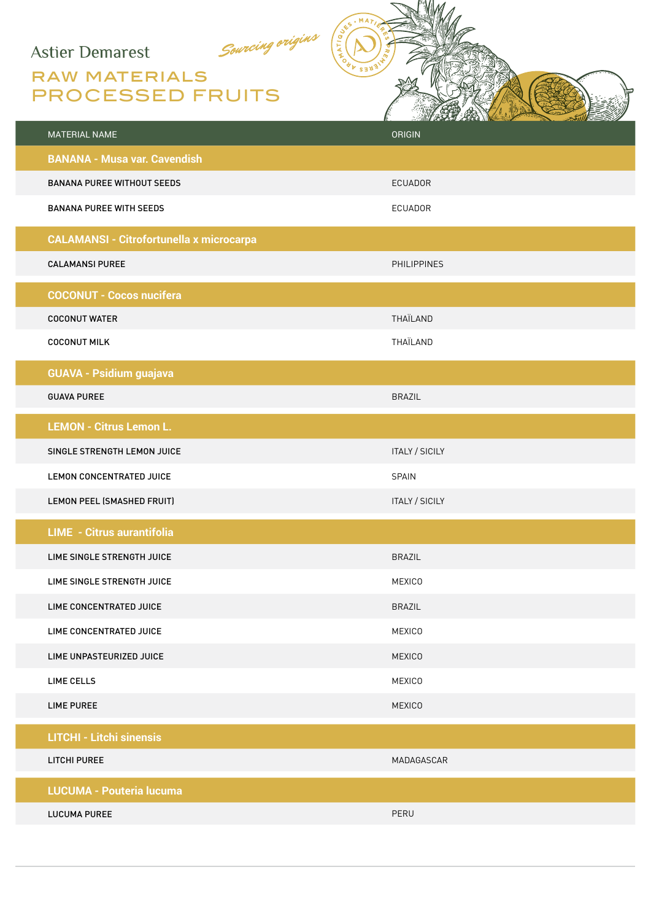Astier Demarest

*Sourcing origins*

# RAW MATERIALS
# PROCESSED FRUITS

| MATERIAL NAME | ORIGIN |
|---|---|
| **BANANA - Musa var. Cavendish** | |
| BANANA PUREE WITHOUT SEEDS | ECUADOR |
| BANANA PUREE WITH SEEDS | ECUADOR |
| **CALAMANSI - Citrofortunella x microcarpa** | |
| CALAMANSI PUREE | PHILIPPINES |
| **COCONUT - Cocos nucifera** | |
| COCONUT WATER | THAÏLAND |
| COCONUT MILK | THAÏLAND |
| **GUAVA - Psidium guajava** | |
| GUAVA PUREE | BRAZIL |
| **LEMON - Citrus Lemon L.** | |
| SINGLE STRENGTH LEMON JUICE | ITALY / SICILY |
| LEMON CONCENTRATED JUICE | SPAIN |
| LEMON PEEL (SMASHED FRUIT) | ITALY / SICILY |
| **LIME - Citrus aurantifolia** | |
| LIME SINGLE STRENGTH JUICE | BRAZIL |
| LIME SINGLE STRENGTH JUICE | MEXICO |
| LIME CONCENTRATED JUICE | BRAZIL |
| LIME CONCENTRATED JUICE | MEXICO |
| LIME UNPASTEURIZED JUICE | MEXICO |
| LIME CELLS | MEXICO |
| LIME PUREE | MEXICO |
| **LITCHI - Litchi sinensis** | |
| LITCHI PUREE | MADAGASCAR |
| **LUCUMA - Pouteria lucuma** | |
| LUCUMA PUREE | PERU |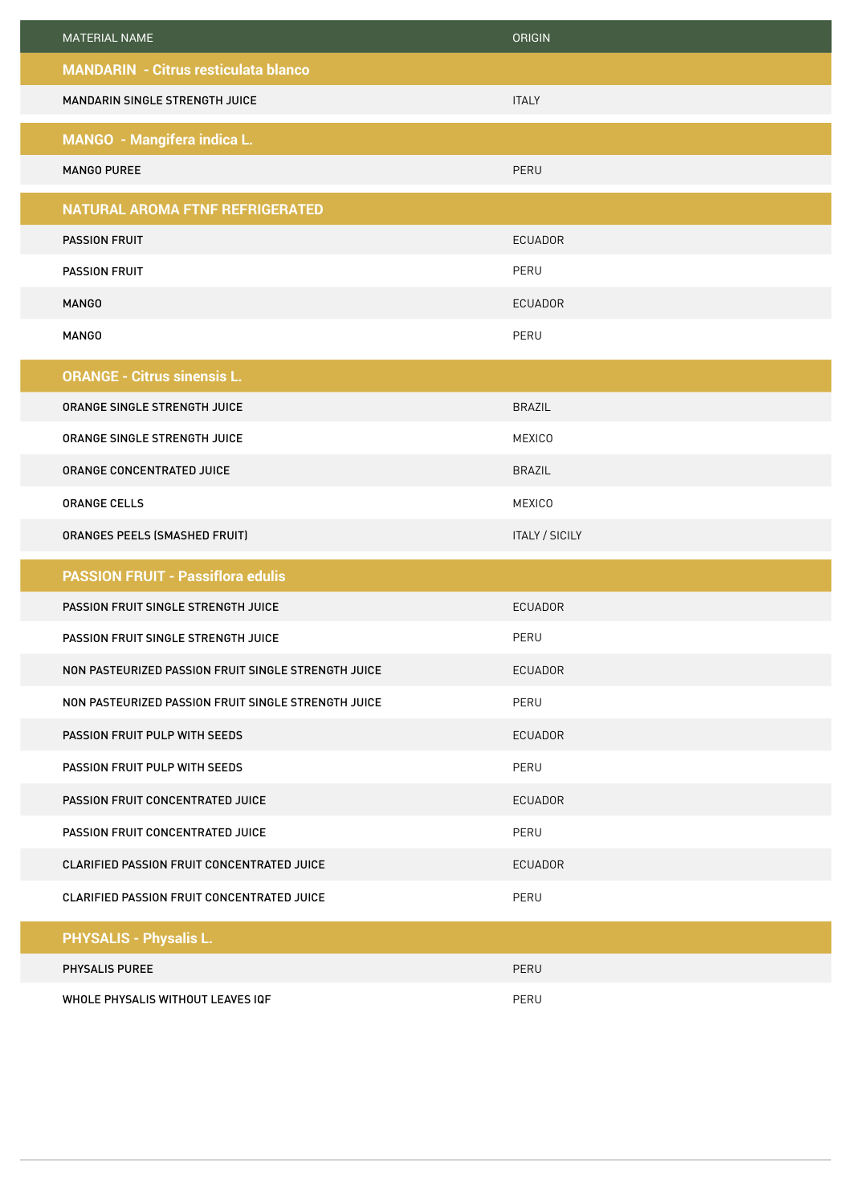| MATERIAL NAME | ORIGIN |
| --- | --- |
| **MANDARIN - Citrus resticulata blanco** | |
| MANDARIN SINGLE STRENGTH JUICE | ITALY |
| **MANGO - Mangifera indica L.** | |
| MANGO PUREE | PERU |
| **NATURAL AROMA FTNF REFRIGERATED** | |
| PASSION FRUIT | ECUADOR |
| PASSION FRUIT | PERU |
| MANGO | ECUADOR |
| MANGO | PERU |
| **ORANGE - Citrus sinensis L.** | |
| ORANGE SINGLE STRENGTH JUICE | BRAZIL |
| ORANGE SINGLE STRENGTH JUICE | MEXICO |
| ORANGE CONCENTRATED JUICE | BRAZIL |
| ORANGE CELLS | MEXICO |
| ORANGES PEELS (SMASHED FRUIT) | ITALY / SICILY |
| **PASSION FRUIT - Passiflora edulis** | |
| PASSION FRUIT SINGLE STRENGTH JUICE | ECUADOR |
| PASSION FRUIT SINGLE STRENGTH JUICE | PERU |
| NON PASTEURIZED PASSION FRUIT SINGLE STRENGTH JUICE | ECUADOR |
| NON PASTEURIZED PASSION FRUIT SINGLE STRENGTH JUICE | PERU |
| PASSION FRUIT PULP WITH SEEDS | ECUADOR |
| PASSION FRUIT PULP WITH SEEDS | PERU |
| PASSION FRUIT CONCENTRATED JUICE | ECUADOR |
| PASSION FRUIT CONCENTRATED JUICE | PERU |
| CLARIFIED PASSION FRUIT CONCENTRATED JUICE | ECUADOR |
| CLARIFIED PASSION FRUIT CONCENTRATED JUICE | PERU |
| **PHYSALIS - Physalis L.** | |
| PHYSALIS PUREE | PERU |
| WHOLE PHYSALIS WITHOUT LEAVES IQF | PERU |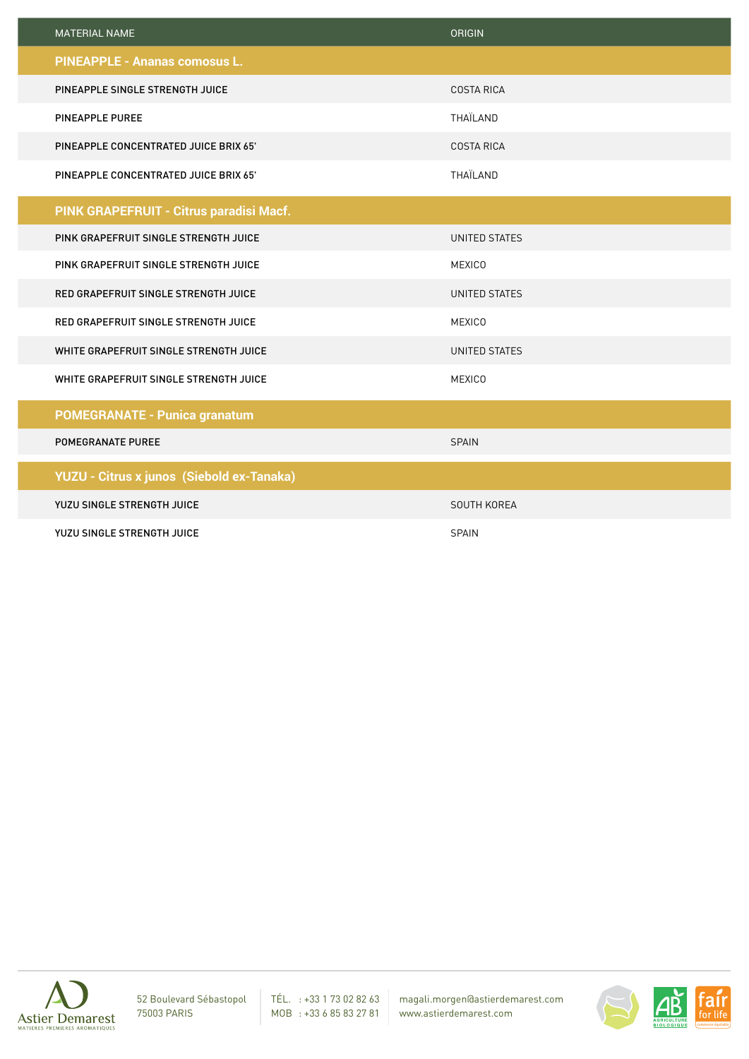| MATERIAL NAME | ORIGIN |
| --- | --- |
| **PINEAPPLE - Ananas comosus L.** | |
| PINEAPPLE SINGLE STRENGTH JUICE | COSTA RICA |
| PINEAPPLE PUREE | THAÏLAND |
| PINEAPPLE CONCENTRATED JUICE BRIX 65' | COSTA RICA |
| PINEAPPLE CONCENTRATED JUICE BRIX 65' | THAÏLAND |
| **PINK GRAPEFRUIT - Citrus paradisi Macf.** | |
| PINK GRAPEFRUIT SINGLE STRENGTH JUICE | UNITED STATES |
| PINK GRAPEFRUIT SINGLE STRENGTH JUICE | MEXICO |
| RED GRAPEFRUIT SINGLE STRENGTH JUICE | UNITED STATES |
| RED GRAPEFRUIT SINGLE STRENGTH JUICE | MEXICO |
| WHITE GRAPEFRUIT SINGLE STRENGTH JUICE | UNITED STATES |
| WHITE GRAPEFRUIT SINGLE STRENGTH JUICE | MEXICO |
| **POMEGRANATE - Punica granatum** | |
| POMEGRANATE PUREE | SPAIN |
| **YUZU - Citrus x junos (Siebold ex-Tanaka)** | |
| YUZU SINGLE STRENGTH JUICE | SOUTH KOREA |
| YUZU SINGLE STRENGTH JUICE | SPAIN |

Astier Demarest
MATIERES PREMIERES AROMATIQUES

52 Boulevard Sébastopol
75003 PARIS

TÉL. : +33 1 73 02 82 63
MOB : +33 6 85 83 27 81

magali.morgen@astierdemarest.com
www.astierdemarest.com